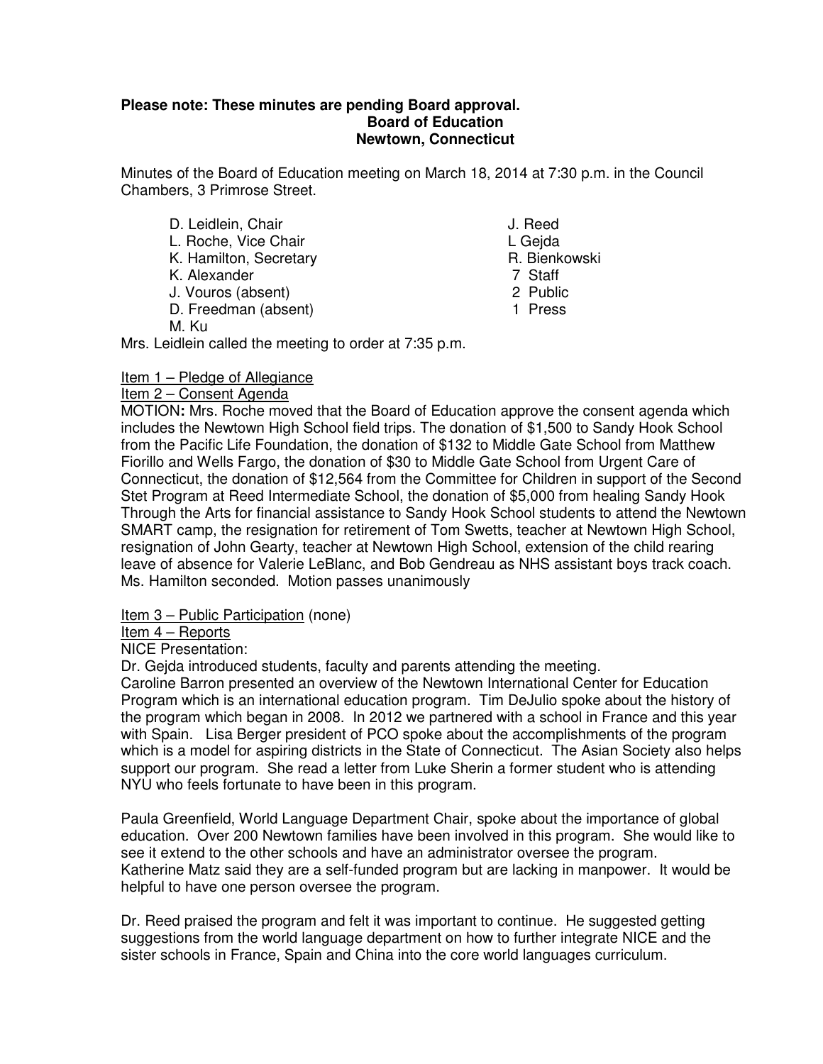**Please note: These minutes are pending Board approval.**

**Board of Education**
**Newtown, Connecticut**

Minutes of the Board of Education meeting on March 18, 2014 at 7:30 p.m. in the Council Chambers, 3 Primrose Street.

D. Leidlein, Chair
L. Roche, Vice Chair
K. Hamilton, Secretary
K. Alexander
J. Vouros (absent)
D. Freedman (absent)
M. Ku
J. Reed
L Gejda
R. Bienkowski
7 Staff
2 Public
1 Press

Mrs. Leidlein called the meeting to order at 7:35 p.m.

Item 1 – Pledge of Allegiance

Item 2 – Consent Agenda

MOTION**:** Mrs. Roche moved that the Board of Education approve the consent agenda which includes the Newtown High School field trips. The donation of $1,500 to Sandy Hook School from the Pacific Life Foundation, the donation of $132 to Middle Gate School from Matthew Fiorillo and Wells Fargo, the donation of $30 to Middle Gate School from Urgent Care of Connecticut, the donation of $12,564 from the Committee for Children in support of the Second Stet Program at Reed Intermediate School, the donation of $5,000 from healing Sandy Hook Through the Arts for financial assistance to Sandy Hook School students to attend the Newtown SMART camp, the resignation for retirement of Tom Swetts, teacher at Newtown High School, resignation of John Gearty, teacher at Newtown High School, extension of the child rearing leave of absence for Valerie LeBlanc, and Bob Gendreau as NHS assistant boys track coach. Ms. Hamilton seconded. Motion passes unanimously

Item 3 – Public Participation (none)

Item 4 – Reports

NICE Presentation:

Dr. Gejda introduced students, faculty and parents attending the meeting.

Caroline Barron presented an overview of the Newtown International Center for Education Program which is an international education program. Tim DeJulio spoke about the history of the program which began in 2008. In 2012 we partnered with a school in France and this year with Spain. Lisa Berger president of PCO spoke about the accomplishments of the program which is a model for aspiring districts in the State of Connecticut. The Asian Society also helps support our program. She read a letter from Luke Sherin a former student who is attending NYU who feels fortunate to have been in this program.

Paula Greenfield, World Language Department Chair, spoke about the importance of global education. Over 200 Newtown families have been involved in this program. She would like to see it extend to the other schools and have an administrator oversee the program.
Katherine Matz said they are a self-funded program but are lacking in manpower. It would be helpful to have one person oversee the program.

Dr. Reed praised the program and felt it was important to continue. He suggested getting suggestions from the world language department on how to further integrate NICE and the sister schools in France, Spain and China into the core world languages curriculum.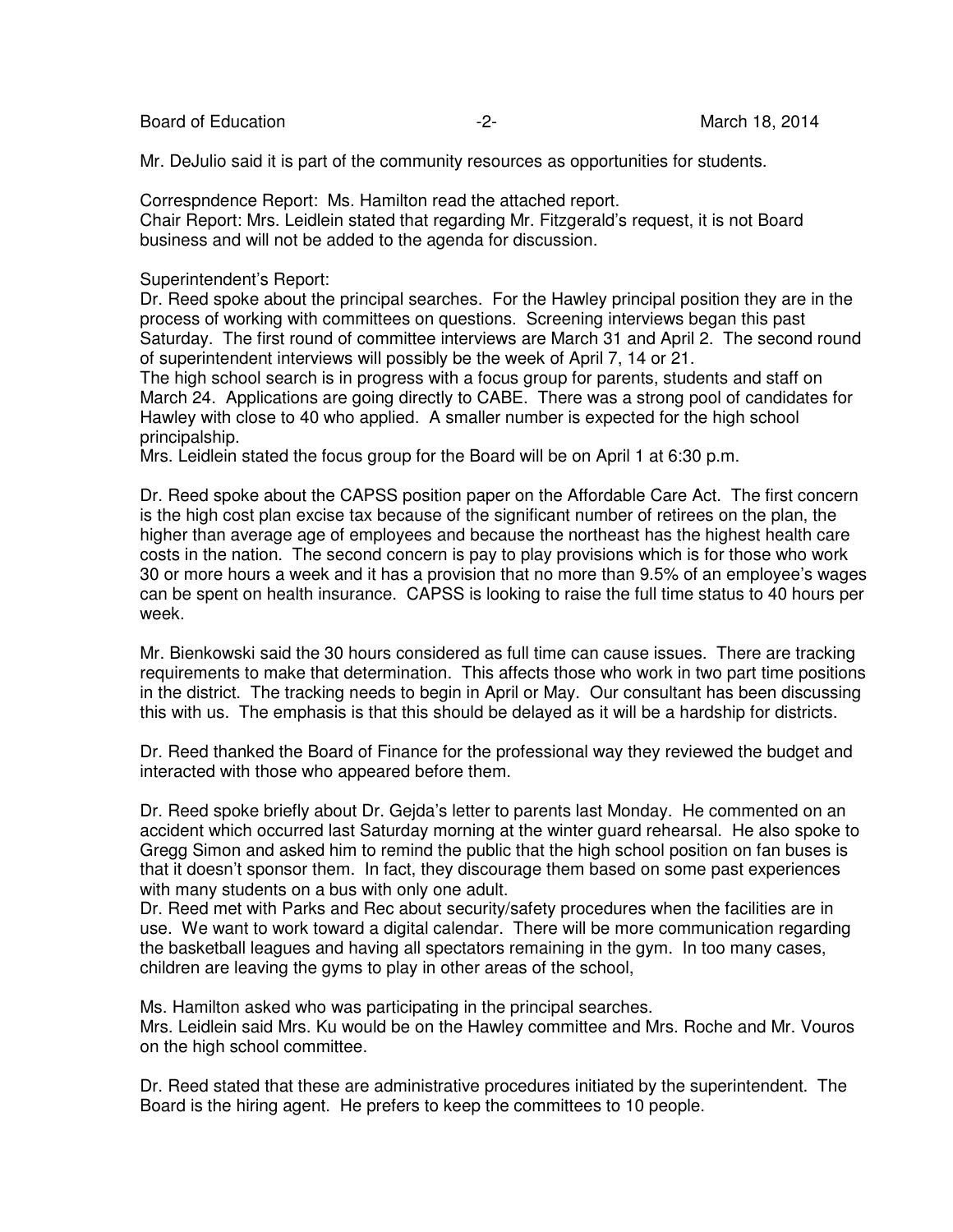Mr. DeJulio said it is part of the community resources as opportunities for students.

Correspndence Report: Ms. Hamilton read the attached report.
Chair Report: Mrs. Leidlein stated that regarding Mr. Fitzgerald's request, it is not Board business and will not be added to the agenda for discussion.

Superintendent's Report:
Dr. Reed spoke about the principal searches. For the Hawley principal position they are in the process of working with committees on questions. Screening interviews began this past Saturday. The first round of committee interviews are March 31 and April 2. The second round of superintendent interviews will possibly be the week of April 7, 14 or 21.
The high school search is in progress with a focus group for parents, students and staff on March 24. Applications are going directly to CABE. There was a strong pool of candidates for Hawley with close to 40 who applied. A smaller number is expected for the high school principalship.
Mrs. Leidlein stated the focus group for the Board will be on April 1 at 6:30 p.m.

Dr. Reed spoke about the CAPSS position paper on the Affordable Care Act. The first concern is the high cost plan excise tax because of the significant number of retirees on the plan, the higher than average age of employees and because the northeast has the highest health care costs in the nation. The second concern is pay to play provisions which is for those who work 30 or more hours a week and it has a provision that no more than 9.5% of an employee's wages can be spent on health insurance. CAPSS is looking to raise the full time status to 40 hours per week.

Mr. Bienkowski said the 30 hours considered as full time can cause issues. There are tracking requirements to make that determination. This affects those who work in two part time positions in the district. The tracking needs to begin in April or May. Our consultant has been discussing this with us. The emphasis is that this should be delayed as it will be a hardship for districts.

Dr. Reed thanked the Board of Finance for the professional way they reviewed the budget and interacted with those who appeared before them.

Dr. Reed spoke briefly about Dr. Gejda's letter to parents last Monday. He commented on an accident which occurred last Saturday morning at the winter guard rehearsal. He also spoke to Gregg Simon and asked him to remind the public that the high school position on fan buses is that it doesn't sponsor them. In fact, they discourage them based on some past experiences with many students on a bus with only one adult.
Dr. Reed met with Parks and Rec about security/safety procedures when the facilities are in use. We want to work toward a digital calendar. There will be more communication regarding the basketball leagues and having all spectators remaining in the gym. In too many cases, children are leaving the gyms to play in other areas of the school,

Ms. Hamilton asked who was participating in the principal searches.
Mrs. Leidlein said Mrs. Ku would be on the Hawley committee and Mrs. Roche and Mr. Vouros on the high school committee.

Dr. Reed stated that these are administrative procedures initiated by the superintendent. The Board is the hiring agent. He prefers to keep the committees to 10 people.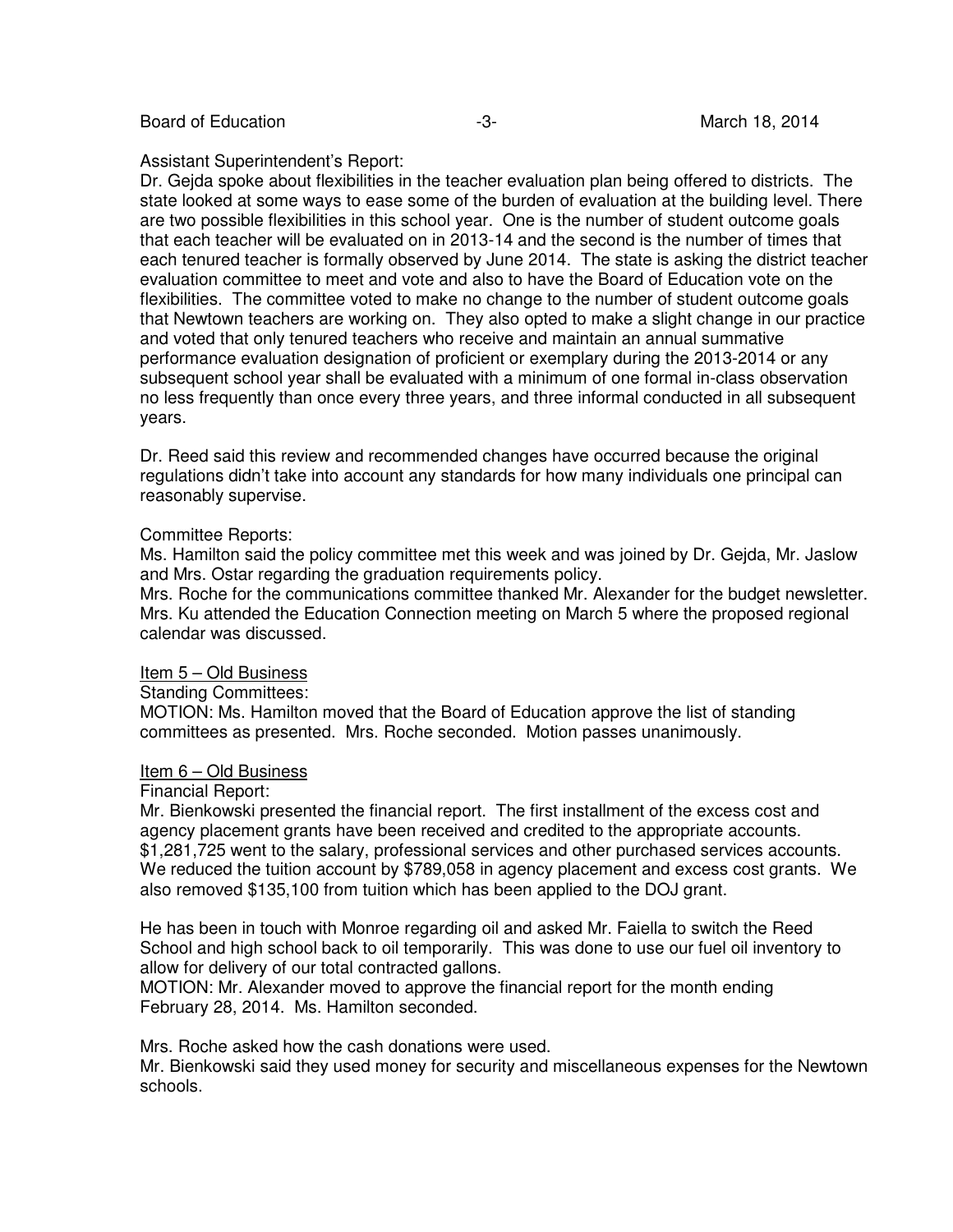Assistant Superintendent's Report:
Dr. Gejda spoke about flexibilities in the teacher evaluation plan being offered to districts. The state looked at some ways to ease some of the burden of evaluation at the building level. There are two possible flexibilities in this school year. One is the number of student outcome goals that each teacher will be evaluated on in 2013-14 and the second is the number of times that each tenured teacher is formally observed by June 2014. The state is asking the district teacher evaluation committee to meet and vote and also to have the Board of Education vote on the flexibilities. The committee voted to make no change to the number of student outcome goals that Newtown teachers are working on. They also opted to make a slight change in our practice and voted that only tenured teachers who receive and maintain an annual summative performance evaluation designation of proficient or exemplary during the 2013-2014 or any subsequent school year shall be evaluated with a minimum of one formal in-class observation no less frequently than once every three years, and three informal conducted in all subsequent years.

Dr. Reed said this review and recommended changes have occurred because the original regulations didn't take into account any standards for how many individuals one principal can reasonably supervise.

Committee Reports:
Ms. Hamilton said the policy committee met this week and was joined by Dr. Gejda, Mr. Jaslow and Mrs. Ostar regarding the graduation requirements policy.
Mrs. Roche for the communications committee thanked Mr. Alexander for the budget newsletter.
Mrs. Ku attended the Education Connection meeting on March 5 where the proposed regional calendar was discussed.

Item 5 – Old Business
Standing Committees:
MOTION: Ms. Hamilton moved that the Board of Education approve the list of standing committees as presented. Mrs. Roche seconded. Motion passes unanimously.

Item 6 – Old Business
Financial Report:
Mr. Bienkowski presented the financial report. The first installment of the excess cost and agency placement grants have been received and credited to the appropriate accounts. $1,281,725 went to the salary, professional services and other purchased services accounts. We reduced the tuition account by $789,058 in agency placement and excess cost grants. We also removed $135,100 from tuition which has been applied to the DOJ grant.

He has been in touch with Monroe regarding oil and asked Mr. Faiella to switch the Reed School and high school back to oil temporarily. This was done to use our fuel oil inventory to allow for delivery of our total contracted gallons.
MOTION: Mr. Alexander moved to approve the financial report for the month ending February 28, 2014. Ms. Hamilton seconded.

Mrs. Roche asked how the cash donations were used.
Mr. Bienkowski said they used money for security and miscellaneous expenses for the Newtown schools.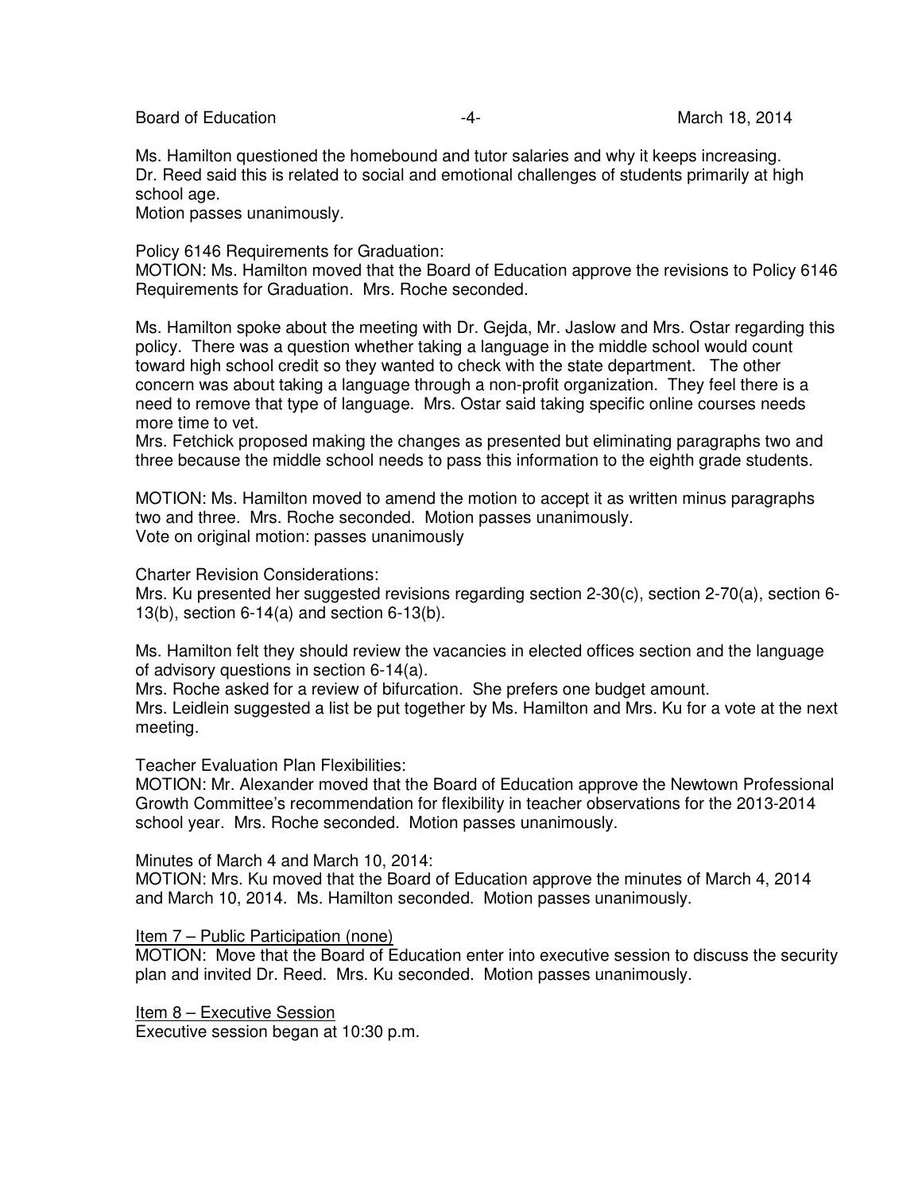Ms. Hamilton questioned the homebound and tutor salaries and why it keeps increasing.
Dr. Reed said this is related to social and emotional challenges of students primarily at high school age.
Motion passes unanimously.

Policy 6146 Requirements for Graduation:
MOTION: Ms. Hamilton moved that the Board of Education approve the revisions to Policy 6146 Requirements for Graduation. Mrs. Roche seconded.

Ms. Hamilton spoke about the meeting with Dr. Gejda, Mr. Jaslow and Mrs. Ostar regarding this policy. There was a question whether taking a language in the middle school would count toward high school credit so they wanted to check with the state department. The other concern was about taking a language through a non-profit organization. They feel there is a need to remove that type of language. Mrs. Ostar said taking specific online courses needs more time to vet.
Mrs. Fetchick proposed making the changes as presented but eliminating paragraphs two and three because the middle school needs to pass this information to the eighth grade students.

MOTION: Ms. Hamilton moved to amend the motion to accept it as written minus paragraphs two and three. Mrs. Roche seconded. Motion passes unanimously.
Vote on original motion: passes unanimously

Charter Revision Considerations:
Mrs. Ku presented her suggested revisions regarding section 2-30(c), section 2-70(a), section 6-13(b), section 6-14(a) and section 6-13(b).

Ms. Hamilton felt they should review the vacancies in elected offices section and the language of advisory questions in section 6-14(a).
Mrs. Roche asked for a review of bifurcation. She prefers one budget amount.
Mrs. Leidlein suggested a list be put together by Ms. Hamilton and Mrs. Ku for a vote at the next meeting.

Teacher Evaluation Plan Flexibilities:
MOTION: Mr. Alexander moved that the Board of Education approve the Newtown Professional Growth Committee's recommendation for flexibility in teacher observations for the 2013-2014 school year. Mrs. Roche seconded. Motion passes unanimously.

Minutes of March 4 and March 10, 2014:
MOTION: Mrs. Ku moved that the Board of Education approve the minutes of March 4, 2014 and March 10, 2014. Ms. Hamilton seconded. Motion passes unanimously.

Item 7 – Public Participation (none)
MOTION: Move that the Board of Education enter into executive session to discuss the security plan and invited Dr. Reed. Mrs. Ku seconded. Motion passes unanimously.

Item 8 – Executive Session
Executive session began at 10:30 p.m.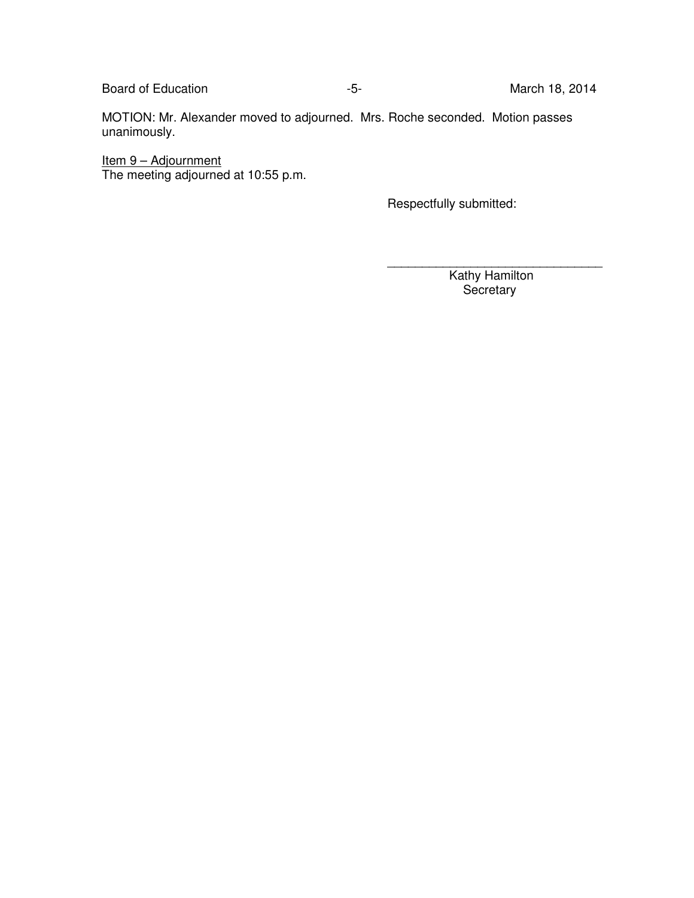MOTION: Mr. Alexander moved to adjourned. Mrs. Roche seconded. Motion passes unanimously.

Item 9 – Adjournment
The meeting adjourned at 10:55 p.m.

Respectfully submitted:

\_\_\_\_\_\_\_\_\_\_\_\_\_\_\_\_\_\_\_\_\_\_\_\_\_\_\_\_\_\_\_\_
Kathy Hamilton
Secretary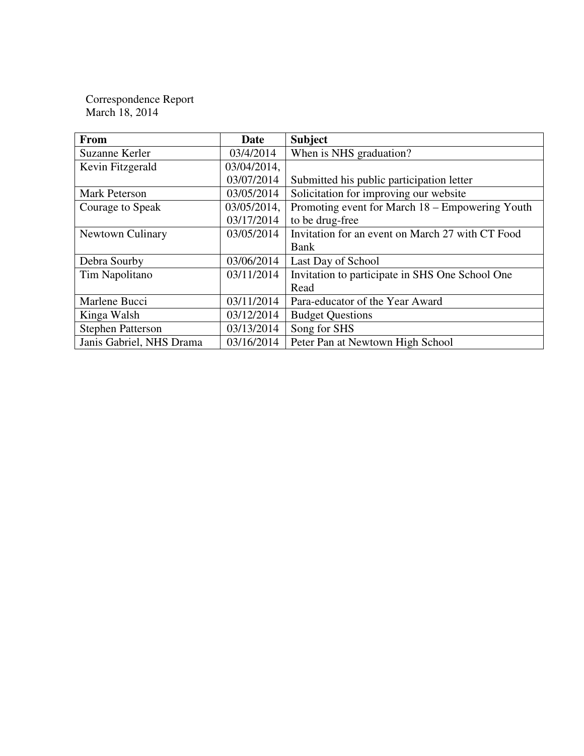Correspondence Report
March 18, 2014

| From | Date | Subject |
| --- | --- | --- |
| Suzanne Kerler | 03/4/2014 | When is NHS graduation? |
| Kevin Fitzgerald | 03/04/2014, 03/07/2014 | Submitted his public participation letter |
| Mark Peterson | 03/05/2014 | Solicitation for improving our website |
| Courage to Speak | 03/05/2014, 03/17/2014 | Promoting event for March 18 – Empowering Youth to be drug-free |
| Newtown Culinary | 03/05/2014 | Invitation for an event on March 27 with CT Food Bank |
| Debra Sourby | 03/06/2014 | Last Day of School |
| Tim Napolitano | 03/11/2014 | Invitation to participate in SHS One School One Read |
| Marlene Bucci | 03/11/2014 | Para-educator of the Year Award |
| Kinga Walsh | 03/12/2014 | Budget Questions |
| Stephen Patterson | 03/13/2014 | Song for SHS |
| Janis Gabriel, NHS Drama | 03/16/2014 | Peter Pan at Newtown High School |